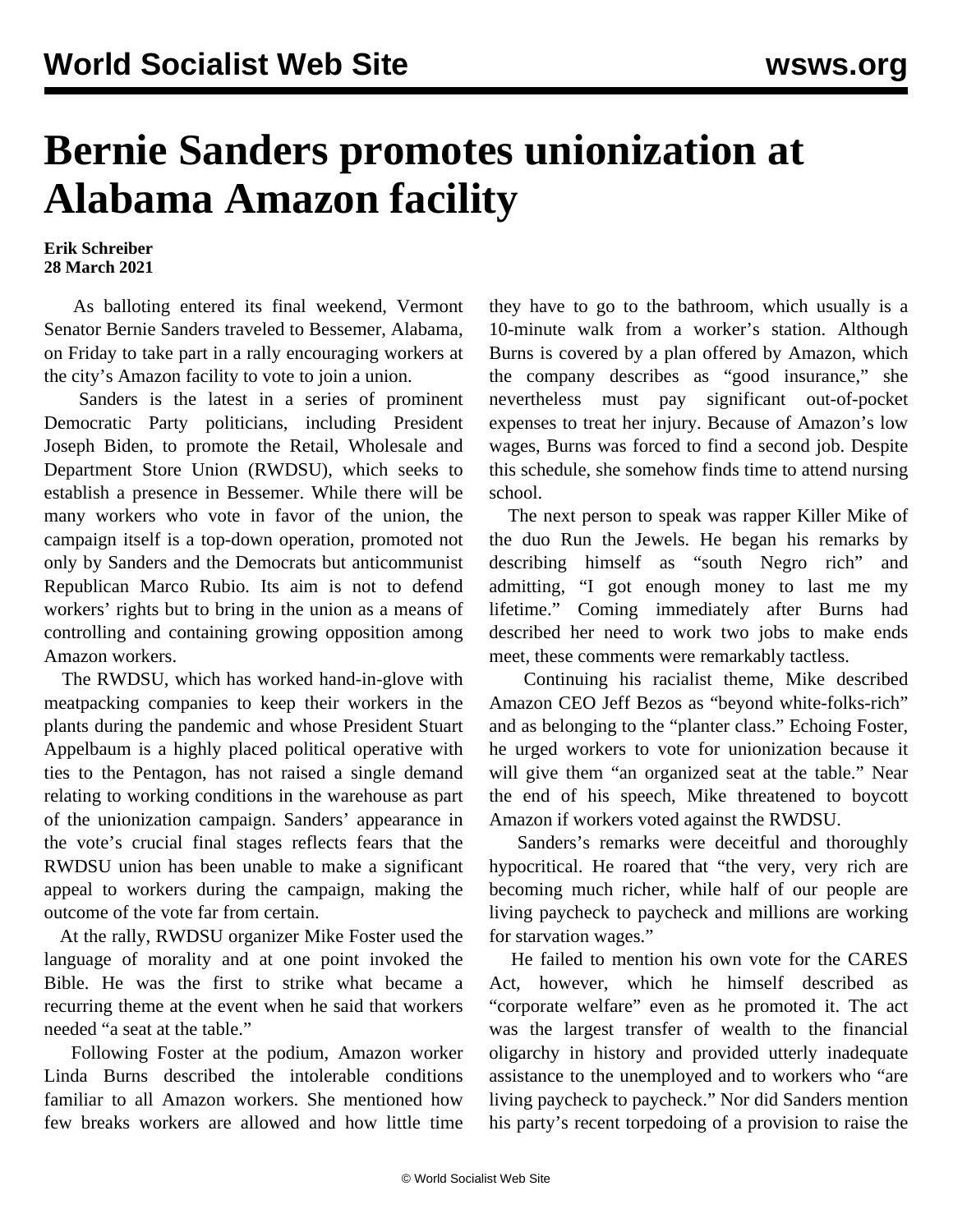# Bernie Sanders promotes unionization at Alabama Amazon facility

**Erik Schreiber**
**28 March 2021**

As balloting entered its final weekend, Vermont Senator Bernie Sanders traveled to Bessemer, Alabama, on Friday to take part in a rally encouraging workers at the city's Amazon facility to vote to join a union.

Sanders is the latest in a series of prominent Democratic Party politicians, including President Joseph Biden, to promote the Retail, Wholesale and Department Store Union (RWDSU), which seeks to establish a presence in Bessemer. While there will be many workers who vote in favor of the union, the campaign itself is a top-down operation, promoted not only by Sanders and the Democrats but anticommunist Republican Marco Rubio. Its aim is not to defend workers' rights but to bring in the union as a means of controlling and containing growing opposition among Amazon workers.

The RWDSU, which has worked hand-in-glove with meatpacking companies to keep their workers in the plants during the pandemic and whose President Stuart Appelbaum is a highly placed political operative with ties to the Pentagon, has not raised a single demand relating to working conditions in the warehouse as part of the unionization campaign. Sanders' appearance in the vote's crucial final stages reflects fears that the RWDSU union has been unable to make a significant appeal to workers during the campaign, making the outcome of the vote far from certain.

At the rally, RWDSU organizer Mike Foster used the language of morality and at one point invoked the Bible. He was the first to strike what became a recurring theme at the event when he said that workers needed "a seat at the table."

Following Foster at the podium, Amazon worker Linda Burns described the intolerable conditions familiar to all Amazon workers. She mentioned how few breaks workers are allowed and how little time they have to go to the bathroom, which usually is a 10-minute walk from a worker's station. Although Burns is covered by a plan offered by Amazon, which the company describes as "good insurance," she nevertheless must pay significant out-of-pocket expenses to treat her injury. Because of Amazon's low wages, Burns was forced to find a second job. Despite this schedule, she somehow finds time to attend nursing school.

The next person to speak was rapper Killer Mike of the duo Run the Jewels. He began his remarks by describing himself as "south Negro rich" and admitting, "I got enough money to last me my lifetime." Coming immediately after Burns had described her need to work two jobs to make ends meet, these comments were remarkably tactless.

Continuing his racialist theme, Mike described Amazon CEO Jeff Bezos as "beyond white-folks-rich" and as belonging to the "planter class." Echoing Foster, he urged workers to vote for unionization because it will give them "an organized seat at the table." Near the end of his speech, Mike threatened to boycott Amazon if workers voted against the RWDSU.

Sanders's remarks were deceitful and thoroughly hypocritical. He roared that "the very, very rich are becoming much richer, while half of our people are living paycheck to paycheck and millions are working for starvation wages."

He failed to mention his own vote for the CARES Act, however, which he himself described as "corporate welfare" even as he promoted it. The act was the largest transfer of wealth to the financial oligarchy in history and provided utterly inadequate assistance to the unemployed and to workers who "are living paycheck to paycheck." Nor did Sanders mention his party's recent torpedoing of a provision to raise the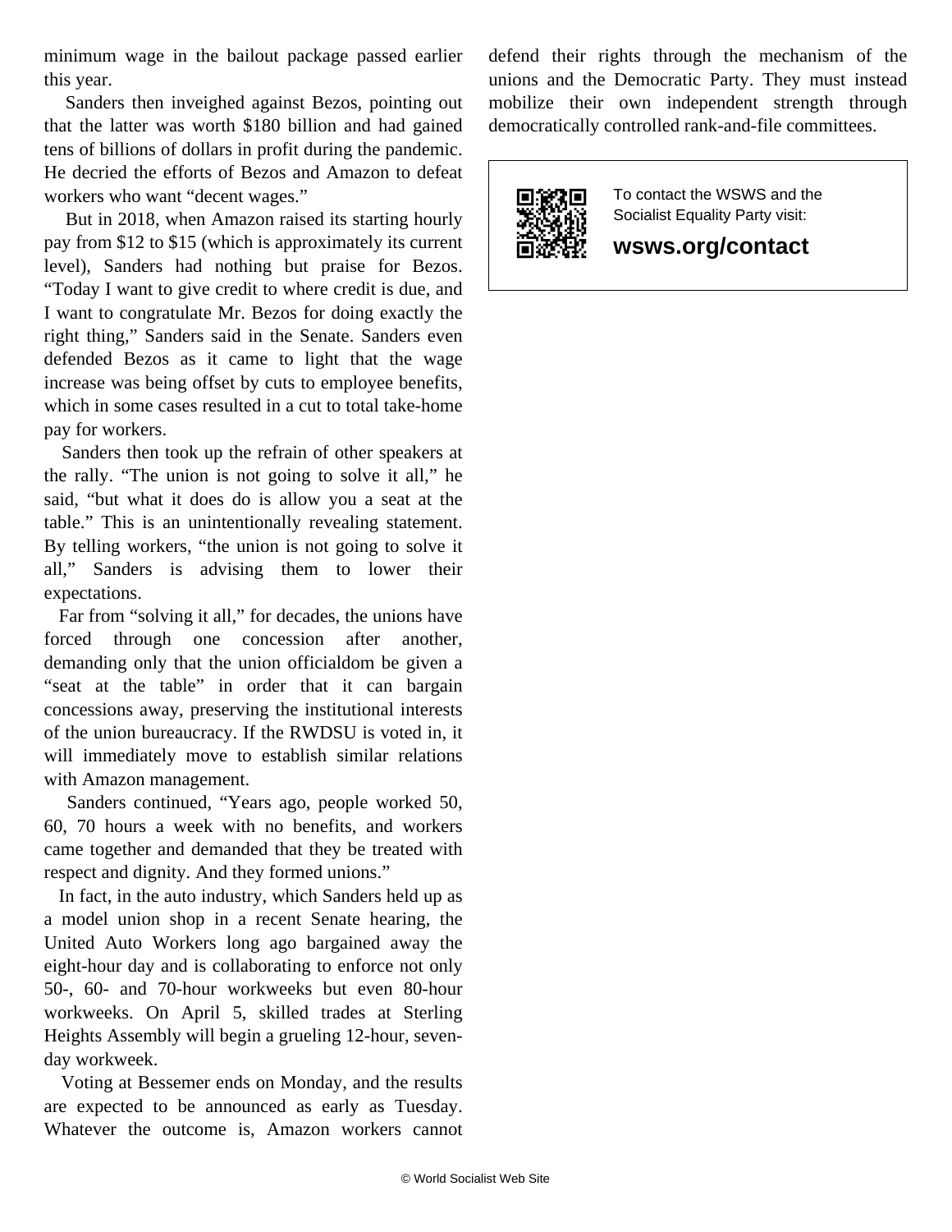minimum wage in the bailout package passed earlier this year.

Sanders then inveighed against Bezos, pointing out that the latter was worth $180 billion and had gained tens of billions of dollars in profit during the pandemic. He decried the efforts of Bezos and Amazon to defeat workers who want “decent wages.”

But in 2018, when Amazon raised its starting hourly pay from $12 to $15 (which is approximately its current level), Sanders had nothing but praise for Bezos. “Today I want to give credit to where credit is due, and I want to congratulate Mr. Bezos for doing exactly the right thing,” Sanders said in the Senate. Sanders even defended Bezos as it came to light that the wage increase was being offset by cuts to employee benefits, which in some cases resulted in a cut to total take-home pay for workers.

Sanders then took up the refrain of other speakers at the rally. “The union is not going to solve it all,” he said, “but what it does do is allow you a seat at the table.” This is an unintentionally revealing statement. By telling workers, “the union is not going to solve it all,” Sanders is advising them to lower their expectations.

Far from “solving it all,” for decades, the unions have forced through one concession after another, demanding only that the union officialdom be given a “seat at the table” in order that it can bargain concessions away, preserving the institutional interests of the union bureaucracy. If the RWDSU is voted in, it will immediately move to establish similar relations with Amazon management.

Sanders continued, “Years ago, people worked 50, 60, 70 hours a week with no benefits, and workers came together and demanded that they be treated with respect and dignity. And they formed unions.”

In fact, in the auto industry, which Sanders held up as a model union shop in a recent Senate hearing, the United Auto Workers long ago bargained away the eight-hour day and is collaborating to enforce not only 50-, 60- and 70-hour workweeks but even 80-hour workweeks. On April 5, skilled trades at Sterling Heights Assembly will begin a grueling 12-hour, seven-day workweek.

Voting at Bessemer ends on Monday, and the results are expected to be announced as early as Tuesday. Whatever the outcome is, Amazon workers cannot defend their rights through the mechanism of the unions and the Democratic Party. They must instead mobilize their own independent strength through democratically controlled rank-and-file committees.

To contact the WSWS and the Socialist Equality Party visit:

**wsws.org/contact**